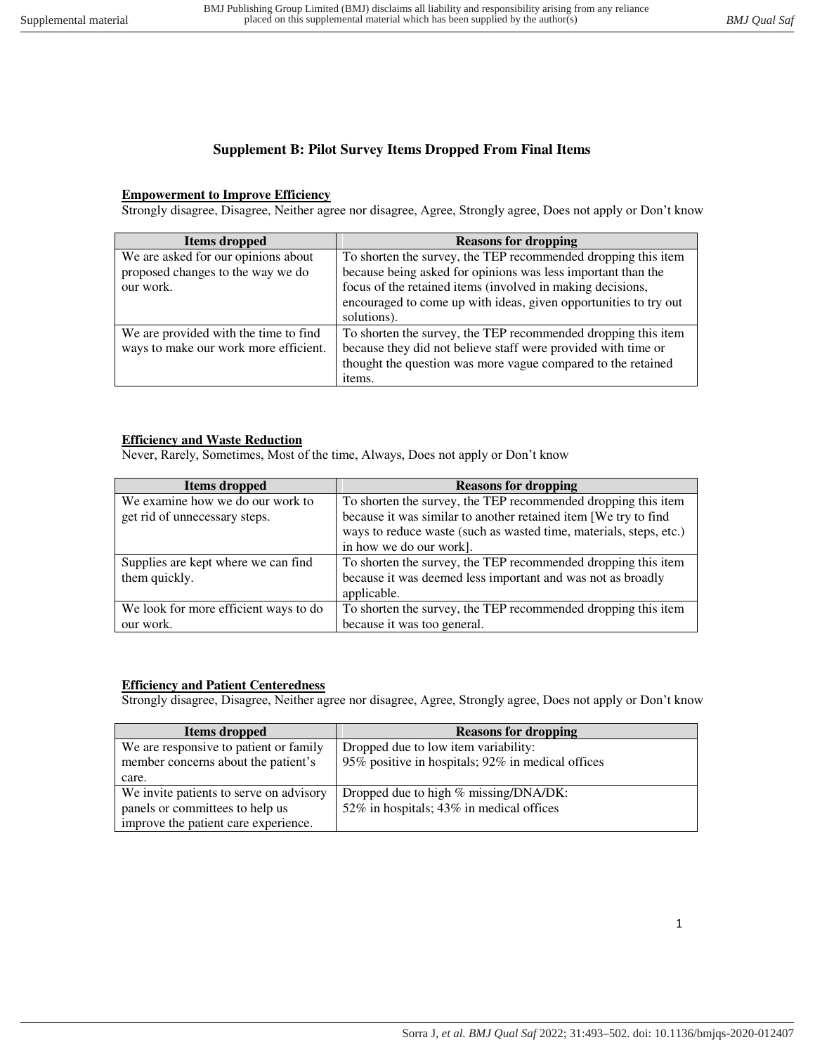## Supplement B: Pilot Survey Items Dropped From Final Items

**Empowerment to Improve Efficiency**

Strongly disagree, Disagree, Neither agree nor disagree, Agree, Strongly agree, Does not apply or Don't know

| Items dropped | Reasons for dropping |
|---|---|
| We are asked for our opinions about proposed changes to the way we do our work. | To shorten the survey, the TEP recommended dropping this item because being asked for opinions was less important than the focus of the retained items (involved in making decisions, encouraged to come up with ideas, given opportunities to try out solutions). |
| We are provided with the time to find ways to make our work more efficient. | To shorten the survey, the TEP recommended dropping this item because they did not believe staff were provided with time or thought the question was more vague compared to the retained items. |

**Efficiency and Waste Reduction**

Never, Rarely, Sometimes, Most of the time, Always, Does not apply or Don't know

| Items dropped | Reasons for dropping |
|---|---|
| We examine how we do our work to get rid of unnecessary steps. | To shorten the survey, the TEP recommended dropping this item because it was similar to another retained item [We try to find ways to reduce waste (such as wasted time, materials, steps, etc.) in how we do our work]. |
| Supplies are kept where we can find them quickly. | To shorten the survey, the TEP recommended dropping this item because it was deemed less important and was not as broadly applicable. |
| We look for more efficient ways to do our work. | To shorten the survey, the TEP recommended dropping this item because it was too general. |

**Efficiency and Patient Centeredness**

Strongly disagree, Disagree, Neither agree nor disagree, Agree, Strongly agree, Does not apply or Don't know

| Items dropped | Reasons for dropping |
|---|---|
| We are responsive to patient or family member concerns about the patient's care. | Dropped due to low item variability: 95% positive in hospitals; 92% in medical offices |
| We invite patients to serve on advisory panels or committees to help us improve the patient care experience. | Dropped due to high % missing/DNA/DK: 52% in hospitals; 43% in medical offices |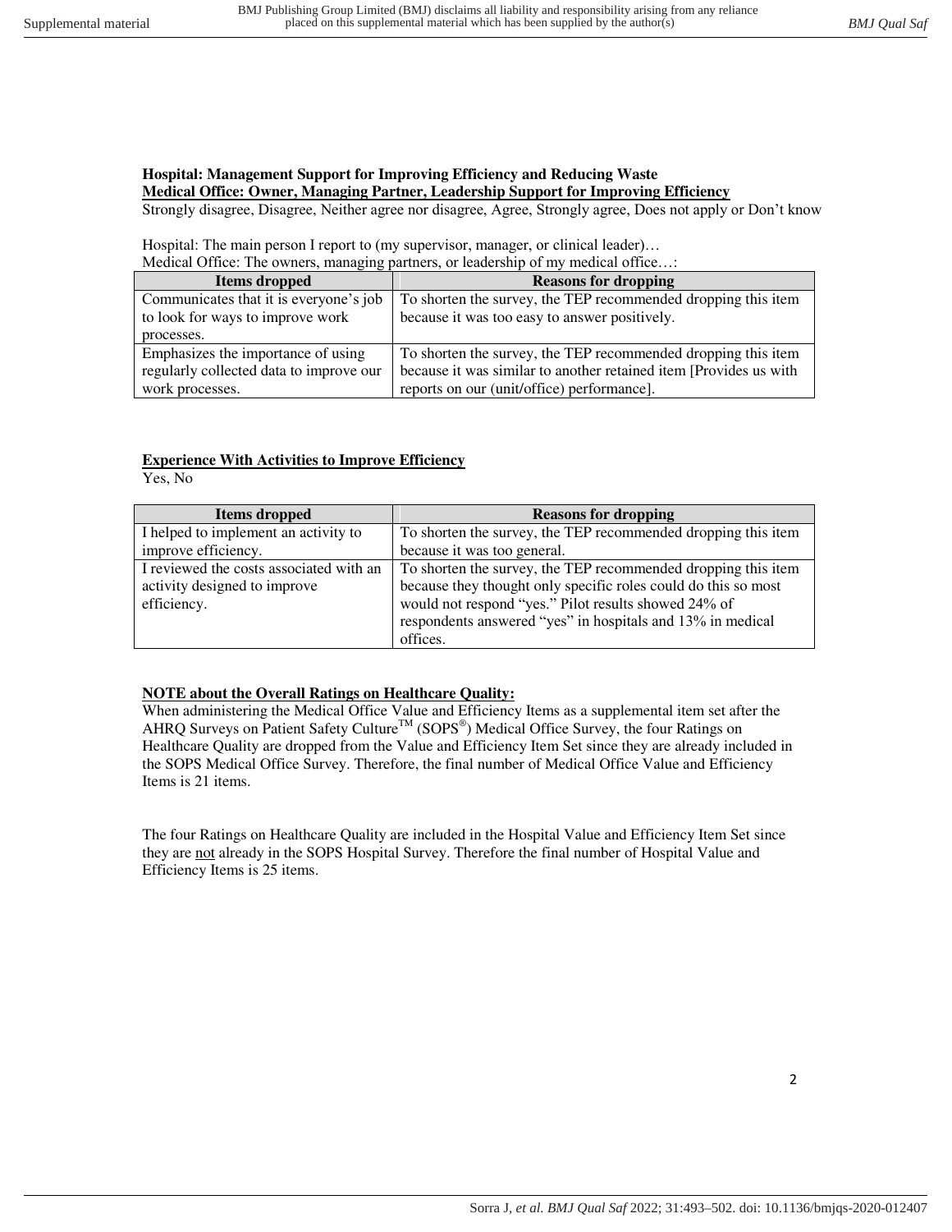**Hospital: Management Support for Improving Efficiency and Reducing Waste**
**Medical Office: Owner, Managing Partner, Leadership Support for Improving Efficiency**

Strongly disagree, Disagree, Neither agree nor disagree, Agree, Strongly agree, Does not apply or Don't know

Hospital: The main person I report to (my supervisor, manager, or clinical leader)…
Medical Office: The owners, managing partners, or leadership of my medical office…:

| Items dropped | Reasons for dropping |
|---|---|
| Communicates that it is everyone's job to look for ways to improve work processes. | To shorten the survey, the TEP recommended dropping this item because it was too easy to answer positively. |
| Emphasizes the importance of using regularly collected data to improve our work processes. | To shorten the survey, the TEP recommended dropping this item because it was similar to another retained item [Provides us with reports on our (unit/office) performance]. |

**Experience With Activities to Improve Efficiency**

Yes, No

| Items dropped | Reasons for dropping |
|---|---|
| I helped to implement an activity to improve efficiency. | To shorten the survey, the TEP recommended dropping this item because it was too general. |
| I reviewed the costs associated with an activity designed to improve efficiency. | To shorten the survey, the TEP recommended dropping this item because they thought only specific roles could do this so most would not respond "yes." Pilot results showed 24% of respondents answered "yes" in hospitals and 13% in medical offices. |

**NOTE about the Overall Ratings on Healthcare Quality:**

When administering the Medical Office Value and Efficiency Items as a supplemental item set after the AHRQ Surveys on Patient Safety Culture™ (SOPS®) Medical Office Survey, the four Ratings on Healthcare Quality are dropped from the Value and Efficiency Item Set since they are already included in the SOPS Medical Office Survey. Therefore, the final number of Medical Office Value and Efficiency Items is 21 items.

The four Ratings on Healthcare Quality are included in the Hospital Value and Efficiency Item Set since they are not already in the SOPS Hospital Survey. Therefore the final number of Hospital Value and Efficiency Items is 25 items.